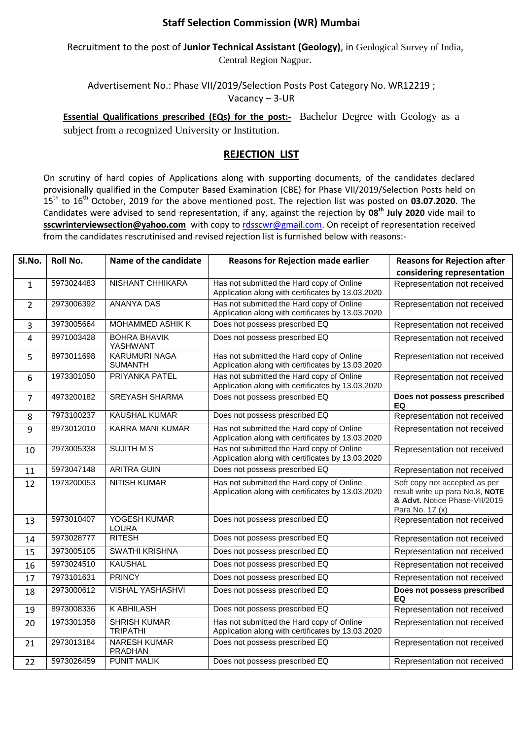# Staff Selection Commission (WR) Mumbai

Recruitment to the post of **Junior Technical Assistant (Geology)**, in Geological Survey of India, Central Region Nagpur.

Advertisement No.: Phase VII/2019/Selection Posts Post Category No. WR12219 ; Vacancy – 3-UR

**Essential Qualifications prescribed (EQs) for the post:-** Bachelor Degree with Geology as a subject from a recognized University or Institution.

## REJECTION LIST

On scrutiny of hard copies of Applications along with supporting documents, of the candidates declared provisionally qualified in the Computer Based Examination (CBE) for Phase VII/2019/Selection Posts held on 15th to 16th October, 2019 for the above mentioned post. The rejection list was posted on **03.07.2020**. The Candidates were advised to send representation, if any, against the rejection by **08th July 2020** vide mail to **sscwrinterviewsection@yahoo.com** with copy to rdsscwr@gmail.com. On receipt of representation received from the candidates rescrutinised and revised rejection list is furnished below with reasons:-

| Sl.No. | Roll No. | Name of the candidate | Reasons for Rejection made earlier | Reasons for Rejection after considering representation |
|---|---|---|---|---|
| 1 | 5973024483 | NISHANT CHHIKARA | Has not submitted the Hard copy of Online Application along with certificates by 13.03.2020 | Representation not received |
| 2 | 2973006392 | ANANYA DAS | Has not submitted the Hard copy of Online Application along with certificates by 13.03.2020 | Representation not received |
| 3 | 3973005664 | MOHAMMED ASHIK K | Does not possess prescribed EQ | Representation not received |
| 4 | 9971003428 | BOHRA BHAVIK YASHWANT | Does not possess prescribed EQ | Representation not received |
| 5 | 8973011698 | KARUMURI NAGA SUMANTH | Has not submitted the Hard copy of Online Application along with certificates by 13.03.2020 | Representation not received |
| 6 | 1973301050 | PRIYANKA PATEL | Has not submitted the Hard copy of Online Application along with certificates by 13.03.2020 | Representation not received |
| 7 | 4973200182 | SREYASH SHARMA | Does not possess prescribed EQ | **Does not possess prescribed EQ** |
| 8 | 7973100237 | KAUSHAL KUMAR | Does not possess prescribed EQ | Representation not received |
| 9 | 8973012010 | KARRA MANI KUMAR | Has not submitted the Hard copy of Online Application along with certificates by 13.03.2020 | Representation not received |
| 10 | 2973005338 | SUJITH M S | Has not submitted the Hard copy of Online Application along with certificates by 13.03.2020 | Representation not received |
| 11 | 5973047148 | ARITRA GUIN | Does not possess prescribed EQ | Representation not received |
| 12 | 1973200053 | NITISH KUMAR | Has not submitted the Hard copy of Online Application along with certificates by 13.03.2020 | Soft copy not accepted as per result write up para No.8, **NOTE & Advt.** Notice Phase-VII/2019 Para No. 17 (x) |
| 13 | 5973010407 | YOGESH KUMAR LOURA | Does not possess prescribed EQ | Representation not received |
| 14 | 5973028777 | RITESH | Does not possess prescribed EQ | Representation not received |
| 15 | 3973005105 | SWATHI KRISHNA | Does not possess prescribed EQ | Representation not received |
| 16 | 5973024510 | KAUSHAL | Does not possess prescribed EQ | Representation not received |
| 17 | 7973101631 | PRINCY | Does not possess prescribed EQ | Representation not received |
| 18 | 2973000612 | VISHAL YASHASHVI | Does not possess prescribed EQ | **Does not possess prescribed EQ** |
| 19 | 8973008336 | K ABHILASH | Does not possess prescribed EQ | Representation not received |
| 20 | 1973301358 | SHRISH KUMAR TRIPATHI | Has not submitted the Hard copy of Online Application along with certificates by 13.03.2020 | Representation not received |
| 21 | 2973013184 | NARESH KUMAR PRADHAN | Does not possess prescribed EQ | Representation not received |
| 22 | 5973026459 | PUNIT MALIK | Does not possess prescribed EQ | Representation not received |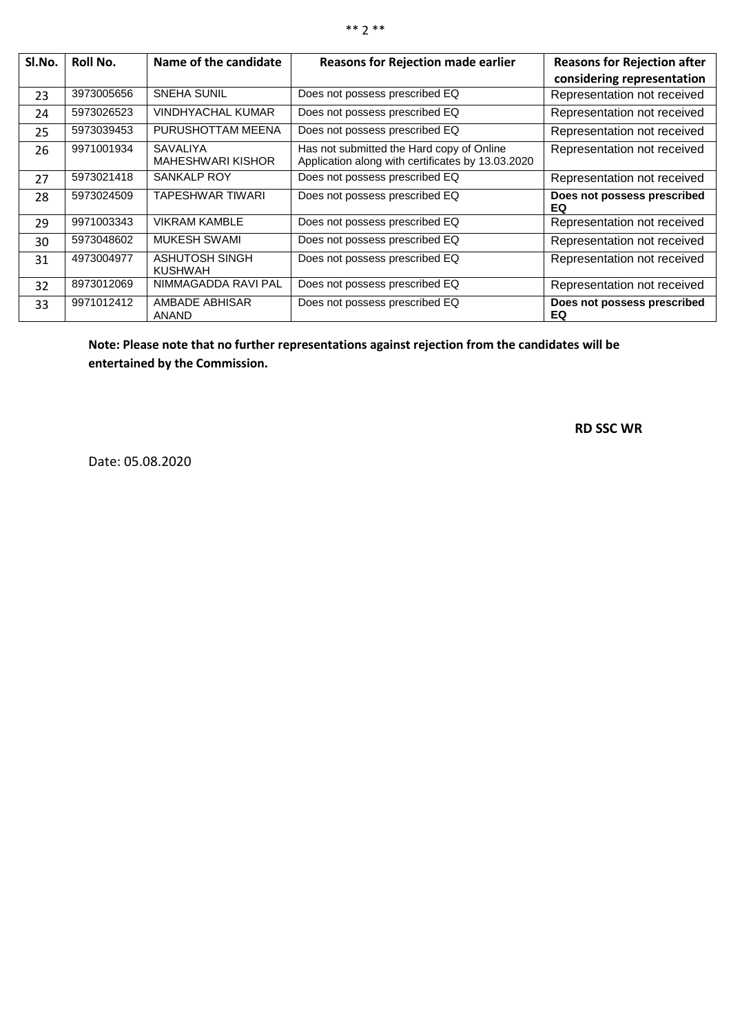| Sl.No. | Roll No. | Name of the candidate | Reasons for Rejection made earlier | Reasons for Rejection after considering representation |
|---|---|---|---|---|
| 23 | 3973005656 | SNEHA SUNIL | Does not possess prescribed EQ | Representation not received |
| 24 | 5973026523 | VINDHYACHAL KUMAR | Does not possess prescribed EQ | Representation not received |
| 25 | 5973039453 | PURUSHOTTAM MEENA | Does not possess prescribed EQ | Representation not received |
| 26 | 9971001934 | SAVALIYA MAHESHWARI KISHOR | Has not submitted the Hard copy of Online Application along with certificates by 13.03.2020 | Representation not received |
| 27 | 5973021418 | SANKALP ROY | Does not possess prescribed EQ | Representation not received |
| 28 | 5973024509 | TAPESHWAR TIWARI | Does not possess prescribed EQ | **Does not possess prescribed EQ** |
| 29 | 9971003343 | VIKRAM KAMBLE | Does not possess prescribed EQ | Representation not received |
| 30 | 5973048602 | MUKESH SWAMI | Does not possess prescribed EQ | Representation not received |
| 31 | 4973004977 | ASHUTOSH SINGH KUSHWAH | Does not possess prescribed EQ | Representation not received |
| 32 | 8973012069 | NIMMAGADDA RAVI PAL | Does not possess prescribed EQ | Representation not received |
| 33 | 9971012412 | AMBADE ABHISAR ANAND | Does not possess prescribed EQ | **Does not possess prescribed EQ** |

**Note: Please note that no further representations against rejection from the candidates will be entertained by the Commission.**

**RD SSC WR**

Date: 05.08.2020